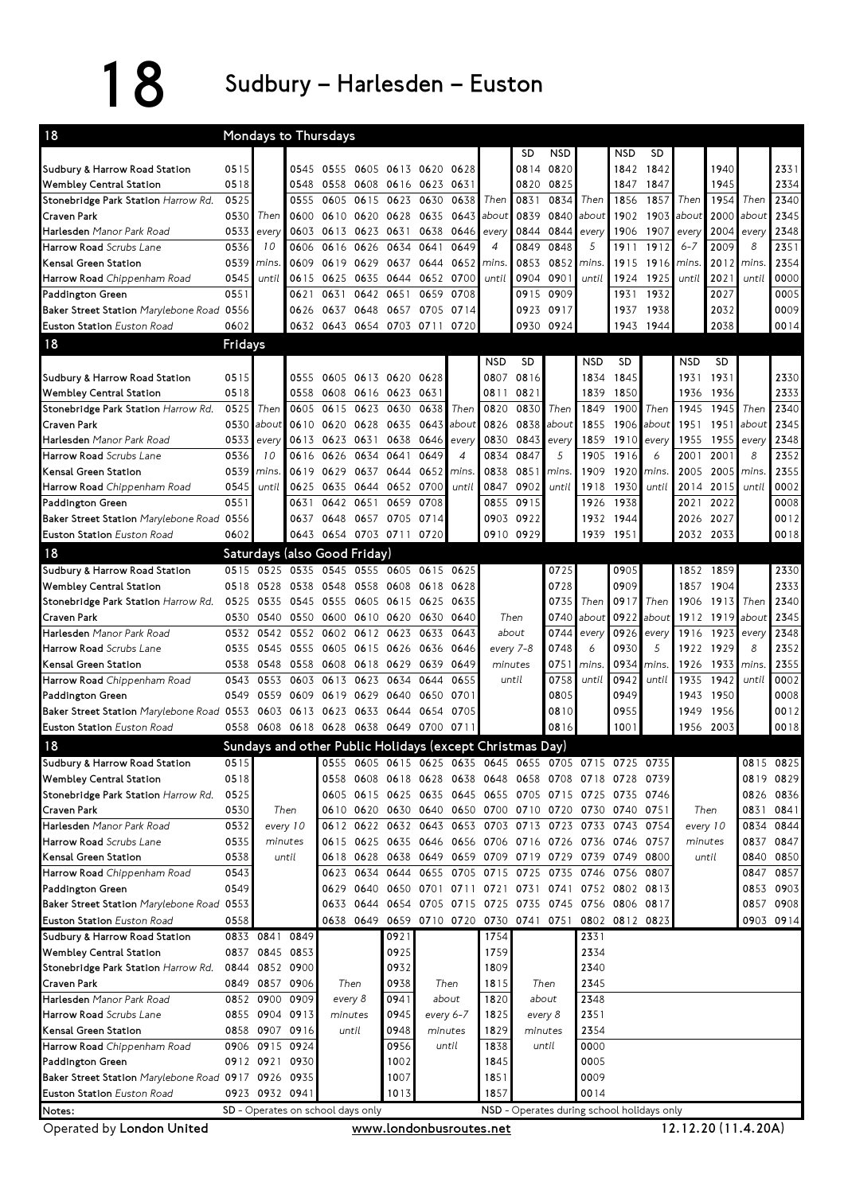# 18 Sudbury – Harlesden – Euston

## 18 Mondays to Thursdays

| | | | | | | | | | | SD | NSD | | NSD | SD | | | | |
|---|---|---|---|---|---|---|---|---|---|---|---|---|---|---|---|---|---|---|
| Sudbury & Harrow Road Station | 0515 | | 0545 | 0555 | 0605 | 0613 | 0620 | 0628 | | 0814 | 0820 | | 1842 | 1842 | | 1940 | | 2331 |
| Wembley Central Station | 0518 | | 0548 | 0558 | 0608 | 0616 | 0623 | 0631 | | 0820 | 0825 | | 1847 | 1847 | | 1945 | | 2334 |
| Stonebridge Park Station Harrow Rd. | 0525 | | 0555 | 0605 | 0615 | 0623 | 0630 | 0638 | Then | 0831 | 0834 | Then | 1856 | 1857 | Then | 1954 | Then | 2340 |
| Craven Park | 0530 | Then | 0600 | 0610 | 0620 | 0628 | 0635 | 0643 | about | 0839 | 0840 | about | 1902 | 1903 | about | 2000 | about | 2345 |
| Harlesden Manor Park Road | 0533 | every | 0603 | 0613 | 0623 | 0631 | 0638 | 0646 | every | 0844 | 0844 | every | 1906 | 1907 | every | 2004 | every | 2348 |
| Harrow Road Scrubs Lane | 0536 | 10 | 0606 | 0616 | 0626 | 0634 | 0641 | 0649 | 4 | 0849 | 0848 | 5 | 1911 | 1912 | 6-7 | 2009 | 8 | 2351 |
| Kensal Green Station | 0539 | mins. | 0609 | 0619 | 0629 | 0637 | 0644 | 0652 | mins. | 0853 | 0852 | mins. | 1915 | 1916 | mins. | 2012 | mins. | 2354 |
| Harrow Road Chippenham Road | 0545 | until | 0615 | 0625 | 0635 | 0644 | 0652 | 0700 | until | 0904 | 0901 | until | 1924 | 1925 | until | 2021 | until | 0000 |
| Paddington Green | 0551 | | 0621 | 0631 | 0642 | 0651 | 0659 | 0708 | | 0915 | 0909 | | 1931 | 1932 | | 2027 | | 0005 |
| Baker Street Station Marylebone Road | 0556 | | 0626 | 0637 | 0648 | 0657 | 0705 | 0714 | | 0923 | 0917 | | 1937 | 1938 | | 2032 | | 0009 |
| Euston Station Euston Road | 0602 | | 0632 | 0643 | 0654 | 0703 | 0711 | 0720 | | 0930 | 0924 | | 1943 | 1944 | | 2038 | | 0014 |

## 18 Fridays

| | | | | | | | | | NSD | SD | | NSD | SD | | NSD | SD | | |
|---|---|---|---|---|---|---|---|---|---|---|---|---|---|---|---|---|---|---|
| Sudbury & Harrow Road Station | 0515 | | 0555 | 0605 | 0613 | 0620 | 0628 | | 0807 | 0816 | | 1834 | 1845 | | 1931 | 1931 | | 2330 |
| Wembley Central Station | 0518 | | 0558 | 0608 | 0616 | 0623 | 0631 | | 0811 | 0821 | | 1839 | 1850 | | 1936 | 1936 | | 2333 |
| Stonebridge Park Station Harrow Rd. | 0525 | Then | 0605 | 0615 | 0623 | 0630 | 0638 | Then | 0820 | 0830 | Then | 1849 | 1900 | Then | 1945 | 1945 | Then | 2340 |
| Craven Park | 0530 | about | 0610 | 0620 | 0628 | 0635 | 0643 | about | 0826 | 0838 | about | 1855 | 1906 | about | 1951 | 1951 | about | 2345 |
| Harlesden Manor Park Road | 0533 | every | 0613 | 0623 | 0631 | 0638 | 0646 | every | 0830 | 0843 | every | 1859 | 1910 | every | 1955 | 1955 | every | 2348 |
| Harrow Road Scrubs Lane | 0536 | 10 | 0616 | 0626 | 0634 | 0641 | 0649 | 4 | 0834 | 0847 | 5 | 1905 | 1916 | 6 | 2001 | 2001 | 8 | 2352 |
| Kensal Green Station | 0539 | mins. | 0619 | 0629 | 0637 | 0644 | 0652 | mins. | 0838 | 0851 | mins. | 1909 | 1920 | mins. | 2005 | 2005 | mins. | 2355 |
| Harrow Road Chippenham Road | 0545 | until | 0625 | 0635 | 0644 | 0652 | 0700 | until | 0847 | 0902 | until | 1918 | 1930 | until | 2014 | 2015 | until | 0002 |
| Paddington Green | 0551 | | 0631 | 0642 | 0651 | 0659 | 0708 | | 0855 | 0915 | | 1926 | 1938 | | 2021 | 2022 | | 0008 |
| Baker Street Station Marylebone Road | 0556 | | 0637 | 0648 | 0657 | 0705 | 0714 | | 0903 | 0922 | | 1932 | 1944 | | 2026 | 2027 | | 0012 |
| Euston Station Euston Road | 0602 | | 0643 | 0654 | 0703 | 0711 | 0720 | | 0910 | 0929 | | 1939 | 1951 | | 2032 | 2033 | | 0018 |

## 18 Saturdays (also Good Friday)

| | | | | | | | | | | | | | | | | | |
|---|---|---|---|---|---|---|---|---|---|---|---|---|---|---|---|---|---|
| Sudbury & Harrow Road Station | 0515 | 0525 | 0535 | 0545 | 0555 | 0605 | 0615 | 0625 | | 0725 | | 0905 | | 1852 | 1859 | | 2330 |
| Wembley Central Station | 0518 | 0528 | 0538 | 0548 | 0558 | 0608 | 0618 | 0628 | | 0728 | | 0909 | | 1857 | 1904 | | 2333 |
| Stonebridge Park Station Harrow Rd. | 0525 | 0535 | 0545 | 0555 | 0605 | 0615 | 0625 | 0635 | | 0735 | Then | 0917 | Then | 1906 | 1913 | Then | 2340 |
| Craven Park | 0530 | 0540 | 0550 | 0600 | 0610 | 0620 | 0630 | 0640 | Then | 0740 | about | 0922 | about | 1912 | 1919 | about | 2345 |
| Harlesden Manor Park Road | 0532 | 0542 | 0552 | 0602 | 0612 | 0623 | 0633 | 0643 | about | 0744 | every | 0926 | every | 1916 | 1923 | every | 2348 |
| Harrow Road Scrubs Lane | 0535 | 0545 | 0555 | 0605 | 0615 | 0626 | 0636 | 0646 | every 7-8 | 0748 | 6 | 0930 | 5 | 1922 | 1929 | 8 | 2352 |
| Kensal Green Station | 0538 | 0548 | 0558 | 0608 | 0618 | 0629 | 0639 | 0649 | minutes | 0751 | mins. | 0934 | mins. | 1926 | 1933 | mins. | 2355 |
| Harrow Road Chippenham Road | 0543 | 0553 | 0603 | 0613 | 0623 | 0634 | 0644 | 0655 | until | 0758 | until | 0942 | until | 1935 | 1942 | until | 0002 |
| Paddington Green | 0549 | 0559 | 0609 | 0619 | 0629 | 0640 | 0650 | 0701 | | 0805 | | 0949 | | 1943 | 1950 | | 0008 |
| Baker Street Station Marylebone Road | 0553 | 0603 | 0613 | 0623 | 0633 | 0644 | 0654 | 0705 | | 0810 | | 0955 | | 1949 | 1956 | | 0012 |
| Euston Station Euston Road | 0558 | 0608 | 0618 | 0628 | 0638 | 0649 | 0700 | 0711 | | 0816 | | 1001 | | 1956 | 2003 | | 0018 |

## 18 Sundays and other Public Holidays (except Christmas Day)

| | | | | | | | | | | | | | | | | |
|---|---|---|---|---|---|---|---|---|---|---|---|---|---|---|---|---|
| Sudbury & Harrow Road Station | 0515 | | 0555 | 0605 | 0615 | 0625 | 0635 | 0645 | 0655 | 0705 | 0715 | 0725 | 0735 | | 0815 | 0825 |
| Wembley Central Station | 0518 | | 0558 | 0608 | 0618 | 0628 | 0638 | 0648 | 0658 | 0708 | 0718 | 0728 | 0739 | | 0819 | 0829 |
| Stonebridge Park Station Harrow Rd. | 0525 | | 0605 | 0615 | 0625 | 0635 | 0645 | 0655 | 0705 | 0715 | 0725 | 0735 | 0746 | | 0826 | 0836 |
| Craven Park | 0530 | Then | 0610 | 0620 | 0630 | 0640 | 0650 | 0700 | 0710 | 0720 | 0730 | 0740 | 0751 | Then | 0831 | 0841 |
| Harlesden Manor Park Road | 0532 | every 10 | 0612 | 0622 | 0632 | 0643 | 0653 | 0703 | 0713 | 0723 | 0733 | 0743 | 0754 | every 10 | 0834 | 0844 |
| Harrow Road Scrubs Lane | 0535 | minutes | 0615 | 0625 | 0635 | 0646 | 0656 | 0706 | 0716 | 0726 | 0736 | 0746 | 0757 | minutes | 0837 | 0847 |
| Kensal Green Station | 0538 | until | 0618 | 0628 | 0638 | 0649 | 0659 | 0709 | 0719 | 0729 | 0739 | 0749 | 0800 | until | 0840 | 0850 |
| Harrow Road Chippenham Road | 0543 | | 0623 | 0634 | 0644 | 0655 | 0705 | 0715 | 0725 | 0735 | 0746 | 0756 | 0807 | | 0847 | 0857 |
| Paddington Green | 0549 | | 0629 | 0640 | 0650 | 0701 | 0711 | 0721 | 0731 | 0741 | 0752 | 0802 | 0813 | | 0853 | 0903 |
| Baker Street Station Marylebone Road | 0553 | | 0633 | 0644 | 0654 | 0705 | 0715 | 0725 | 0735 | 0745 | 0756 | 0806 | 0817 | | 0857 | 0908 |
| Euston Station Euston Road | 0558 | | 0638 | 0649 | 0659 | 0710 | 0720 | 0730 | 0741 | 0751 | 0802 | 0812 | 0823 | | 0903 | 0914 |

| | | | | | | | | | |
|---|---|---|---|---|---|---|---|---|---|
| Sudbury & Harrow Road Station | 0833 | 0841 | 0849 | | 0921 | | 1754 | | 2331 |
| Wembley Central Station | 0837 | 0845 | 0853 | | 0925 | | 1759 | | 2334 |
| Stonebridge Park Station Harrow Rd. | 0844 | 0852 | 0900 | | 0932 | | 1809 | | 2340 |
| Craven Park | 0849 | 0857 | 0906 | Then | 0938 | Then | 1815 | Then | 2345 |
| Harlesden Manor Park Road | 0852 | 0900 | 0909 | every 8 | 0941 | about | 1820 | about | 2348 |
| Harrow Road Scrubs Lane | 0855 | 0904 | 0913 | minutes | 0945 | every 6-7 | 1825 | every 8 | 2351 |
| Kensal Green Station | 0858 | 0907 | 0916 | until | 0948 | minutes | 1829 | minutes | 2354 |
| Harrow Road Chippenham Road | 0906 | 0915 | 0924 | | 0956 | until | 1838 | until | 0000 |
| Paddington Green | 0912 | 0921 | 0930 | | 1002 | | 1845 | | 0005 |
| Baker Street Station Marylebone Road | 0917 | 0926 | 0935 | | 1007 | | 1851 | | 0009 |
| Euston Station Euston Road | 0923 | 0932 | 0941 | | 1013 | | 1857 | | 0014 |

Notes: SD - Operates on school days only. NSD - Operates during school holidays only

Operated by **London United** | www.londonbusroutes.net | 12.12.20 (11.4.20A)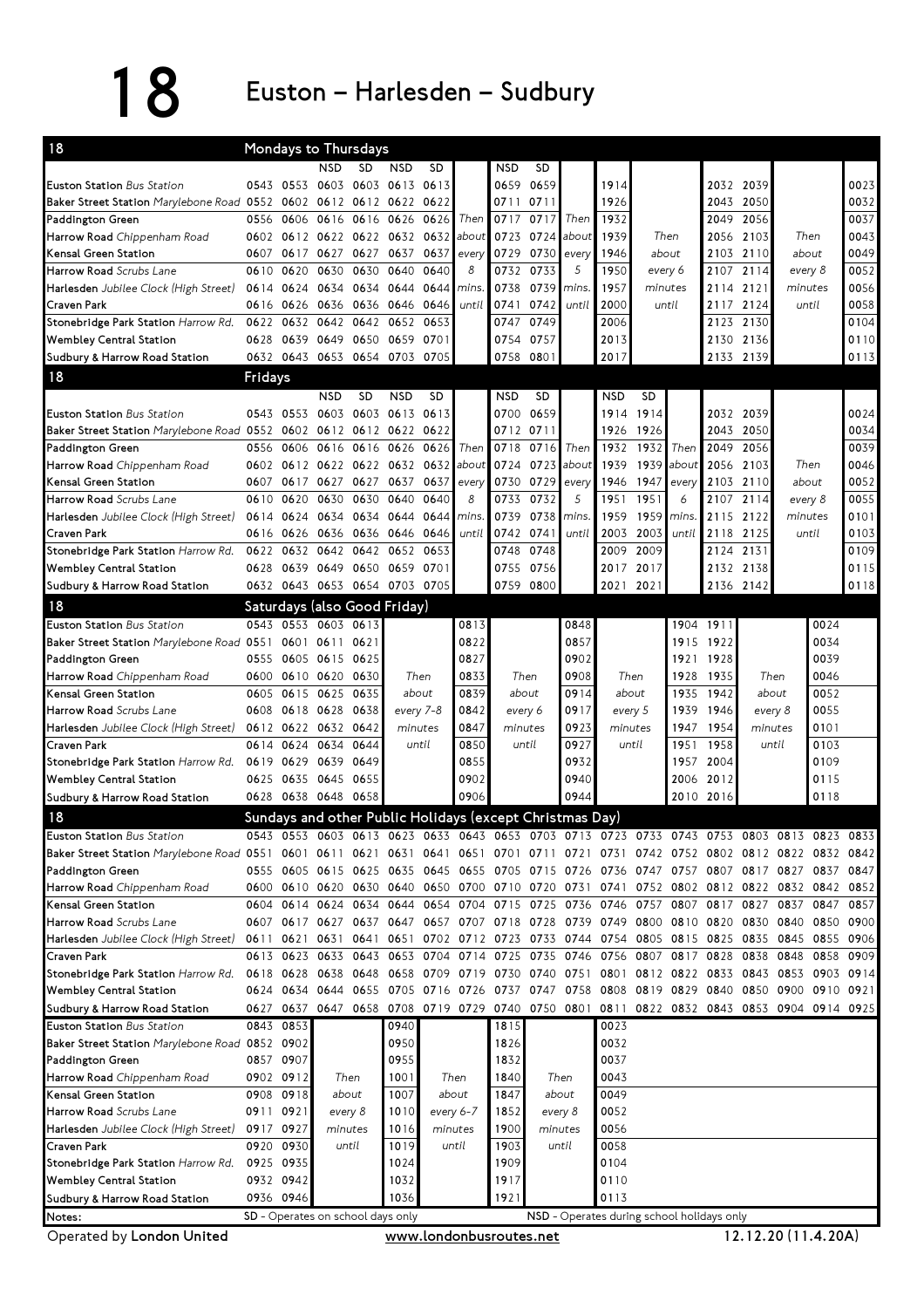# 18 Euston – Harlesden – Sudbury

## Mondays to Thursdays

| | | | NSD | SD | NSD | SD | | NSD | SD | | | | | | | |
|---|---|---|---|---|---|---|---|---|---|---|---|---|---|---|---|---|
| Euston Station *Bus Station* | 0543 | 0553 | 0603 | 0603 | 0613 | 0613 | | 0659 | 0659 | | 1914 | | 2032 | 2039 | | 0023 |
| Baker Street Station *Marylebone Road* | 0552 | 0602 | 0612 | 0612 | 0622 | 0622 | | 0711 | 0711 | | 1926 | | 2043 | 2050 | | 0032 |
| Paddington Green | 0556 | 0606 | 0616 | 0616 | 0626 | 0626 | Then | 0717 | 0717 | Then | 1932 | | 2049 | 2056 | | 0037 |
| Harrow Road *Chippenham Road* | 0602 | 0612 | 0622 | 0622 | 0632 | 0632 | about | 0723 | 0724 | about | 1939 | Then | 2056 | 2103 | Then | 0043 |
| Kensal Green Station | 0607 | 0617 | 0627 | 0627 | 0637 | 0637 | every | 0729 | 0730 | every | 1946 | about | 2103 | 2110 | about | 0049 |
| Harrow Road *Scrubs Lane* | 0610 | 0620 | 0630 | 0630 | 0640 | 0640 | 8 | 0732 | 0733 | 5 | 1950 | every 6 | 2107 | 2114 | every 8 | 0052 |
| Harlesden *Jubilee Clock (High Street)* | 0614 | 0624 | 0634 | 0634 | 0644 | 0644 | mins. | 0738 | 0739 | mins. | 1957 | minutes | 2114 | 2121 | minutes | 0056 |
| Craven Park | 0616 | 0626 | 0636 | 0636 | 0646 | 0646 | until | 0741 | 0742 | until | 2000 | until | 2117 | 2124 | until | 0058 |
| Stonebridge Park Station *Harrow Rd.* | 0622 | 0632 | 0642 | 0642 | 0652 | 0653 | | 0747 | 0749 | | 2006 | | 2123 | 2130 | | 0104 |
| Wembley Central Station | 0628 | 0639 | 0649 | 0650 | 0659 | 0701 | | 0754 | 0757 | | 2013 | | 2130 | 2136 | | 0110 |
| Sudbury & Harrow Road Station | 0632 | 0643 | 0653 | 0654 | 0703 | 0705 | | 0758 | 0801 | | 2017 | | 2133 | 2139 | | 0113 |

## Fridays

| | | | NSD | SD | NSD | SD | | NSD | SD | | NSD | SD | | | | | |
|---|---|---|---|---|---|---|---|---|---|---|---|---|---|---|---|---|---|
| Euston Station *Bus Station* | 0543 | 0553 | 0603 | 0603 | 0613 | 0613 | | 0700 | 0659 | | 1914 | 1914 | | 2032 | 2039 | | 0024 |
| Baker Street Station *Marylebone Road* | 0552 | 0602 | 0612 | 0612 | 0622 | 0622 | | 0712 | 0711 | | 1926 | 1926 | | 2043 | 2050 | | 0034 |
| Paddington Green | 0556 | 0606 | 0616 | 0616 | 0626 | 0626 | Then | 0718 | 0716 | Then | 1932 | 1932 | Then | 2049 | 2056 | | 0039 |
| Harrow Road *Chippenham Road* | 0602 | 0612 | 0622 | 0622 | 0632 | 0632 | about | 0724 | 0723 | about | 1939 | 1939 | about | 2056 | 2103 | Then | 0046 |
| Kensal Green Station | 0607 | 0617 | 0627 | 0627 | 0637 | 0637 | every | 0730 | 0729 | every | 1946 | 1947 | every | 2103 | 2110 | about | 0052 |
| Harrow Road *Scrubs Lane* | 0610 | 0620 | 0630 | 0630 | 0640 | 0640 | 8 | 0733 | 0732 | 5 | 1951 | 1951 | 6 | 2107 | 2114 | every 8 | 0055 |
| Harlesden *Jubilee Clock (High Street)* | 0614 | 0624 | 0634 | 0634 | 0644 | 0644 | mins. | 0739 | 0738 | mins. | 1959 | 1959 | mins. | 2115 | 2122 | minutes | 0101 |
| Craven Park | 0616 | 0626 | 0636 | 0636 | 0646 | 0646 | until | 0742 | 0741 | until | 2003 | 2003 | until | 2118 | 2125 | until | 0103 |
| Stonebridge Park Station *Harrow Rd.* | 0622 | 0632 | 0642 | 0642 | 0652 | 0653 | | 0748 | 0748 | | 2009 | 2009 | | 2124 | 2131 | | 0109 |
| Wembley Central Station | 0628 | 0639 | 0649 | 0650 | 0659 | 0701 | | 0755 | 0756 | | 2017 | 2017 | | 2132 | 2138 | | 0115 |
| Sudbury & Harrow Road Station | 0632 | 0643 | 0653 | 0654 | 0703 | 0705 | | 0759 | 0800 | | 2021 | 2021 | | 2136 | 2142 | | 0118 |

## Saturdays (also Good Friday)

| | | | | | | | | | | | | | | |
|---|---|---|---|---|---|---|---|---|---|---|---|---|---|---|
| Euston Station *Bus Station* | 0543 | 0553 | 0603 | 0613 | | 0813 | | 0848 | | 1904 | 1911 | | 0024 |
| Baker Street Station *Marylebone Road* | 0551 | 0601 | 0611 | 0621 | | 0822 | | 0857 | | 1915 | 1922 | | 0034 |
| Paddington Green | 0555 | 0605 | 0615 | 0625 | | 0827 | | 0902 | | 1921 | 1928 | | 0039 |
| Harrow Road *Chippenham Road* | 0600 | 0610 | 0620 | 0630 | Then | 0833 | Then | 0908 | Then | 1928 | 1935 | Then | 0046 |
| Kensal Green Station | 0605 | 0615 | 0625 | 0635 | about | 0839 | about | 0914 | about | 1935 | 1942 | about | 0052 |
| Harrow Road *Scrubs Lane* | 0608 | 0618 | 0628 | 0638 | every 7-8 | 0842 | every 6 | 0917 | every 5 | 1939 | 1946 | every 8 | 0055 |
| Harlesden *Jubilee Clock (High Street)* | 0612 | 0622 | 0632 | 0642 | minutes | 0847 | minutes | 0923 | minutes | 1947 | 1954 | minutes | 0101 |
| Craven Park | 0614 | 0624 | 0634 | 0644 | until | 0850 | until | 0927 | until | 1951 | 1958 | until | 0103 |
| Stonebridge Park Station *Harrow Rd.* | 0619 | 0629 | 0639 | 0649 | | 0855 | | 0932 | | 1957 | 2004 | | 0109 |
| Wembley Central Station | 0625 | 0635 | 0645 | 0655 | | 0902 | | 0940 | | 2006 | 2012 | | 0115 |
| Sudbury & Harrow Road Station | 0628 | 0638 | 0648 | 0658 | | 0906 | | 0944 | | 2010 | 2016 | | 0118 |

## Sundays and other Public Holidays (except Christmas Day)

| | | | | | | | | | | | | | | | | | | |
|---|---|---|---|---|---|---|---|---|---|---|---|---|---|---|---|---|---|---|
| Euston Station *Bus Station* | 0543 | 0553 | 0603 | 0613 | 0623 | 0633 | 0643 | 0653 | 0703 | 0713 | 0723 | 0733 | 0743 | 0753 | 0803 | 0813 | 0823 | 0833 |
| Baker Street Station *Marylebone Road* | 0551 | 0601 | 0611 | 0621 | 0631 | 0641 | 0651 | 0701 | 0711 | 0721 | 0731 | 0742 | 0752 | 0802 | 0812 | 0822 | 0832 | 0842 |
| Paddington Green | 0555 | 0605 | 0615 | 0625 | 0635 | 0645 | 0655 | 0705 | 0715 | 0726 | 0736 | 0747 | 0757 | 0807 | 0817 | 0827 | 0837 | 0847 |
| Harrow Road *Chippenham Road* | 0600 | 0610 | 0620 | 0630 | 0640 | 0650 | 0700 | 0710 | 0720 | 0731 | 0741 | 0752 | 0802 | 0812 | 0822 | 0832 | 0842 | 0852 |
| Kensal Green Station | 0604 | 0614 | 0624 | 0634 | 0644 | 0654 | 0704 | 0715 | 0725 | 0736 | 0746 | 0757 | 0807 | 0817 | 0827 | 0837 | 0847 | 0857 |
| Harrow Road *Scrubs Lane* | 0607 | 0617 | 0627 | 0637 | 0647 | 0657 | 0707 | 0718 | 0728 | 0739 | 0749 | 0800 | 0810 | 0820 | 0830 | 0840 | 0850 | 0900 |
| Harlesden *Jubilee Clock (High Street)* | 0611 | 0621 | 0631 | 0641 | 0651 | 0702 | 0712 | 0723 | 0733 | 0744 | 0754 | 0805 | 0815 | 0825 | 0835 | 0845 | 0855 | 0906 |
| Craven Park | 0613 | 0623 | 0633 | 0643 | 0653 | 0704 | 0714 | 0725 | 0735 | 0746 | 0756 | 0807 | 0817 | 0828 | 0838 | 0848 | 0858 | 0909 |
| Stonebridge Park Station *Harrow Rd.* | 0618 | 0628 | 0638 | 0648 | 0658 | 0709 | 0719 | 0730 | 0740 | 0751 | 0801 | 0812 | 0822 | 0833 | 0843 | 0853 | 0903 | 0914 |
| Wembley Central Station | 0624 | 0634 | 0644 | 0655 | 0705 | 0716 | 0726 | 0737 | 0747 | 0758 | 0808 | 0819 | 0829 | 0840 | 0850 | 0900 | 0910 | 0921 |
| Sudbury & Harrow Road Station | 0627 | 0637 | 0647 | 0658 | 0708 | 0719 | 0729 | 0740 | 0750 | 0801 | 0811 | 0822 | 0832 | 0843 | 0853 | 0904 | 0914 | 0925 |

| | | | | | | | | | |
|---|---|---|---|---|---|---|---|---|---|
| Euston Station *Bus Station* | 0843 | 0853 | | 0940 | | 1815 | | 0023 |
| Baker Street Station *Marylebone Road* | 0852 | 0902 | | 0950 | | 1826 | | 0032 |
| Paddington Green | 0857 | 0907 | | 0955 | | 1832 | | 0037 |
| Harrow Road *Chippenham Road* | 0902 | 0912 | Then | 1001 | Then | 1840 | Then | 0043 |
| Kensal Green Station | 0908 | 0918 | about | 1007 | about | 1847 | about | 0049 |
| Harrow Road *Scrubs Lane* | 0911 | 0921 | every 8 | 1010 | every 6-7 | 1852 | every 8 | 0052 |
| Harlesden *Jubilee Clock (High Street)* | 0917 | 0927 | minutes | 1016 | minutes | 1900 | minutes | 0056 |
| Craven Park | 0920 | 0930 | until | 1019 | until | 1903 | until | 0058 |
| Stonebridge Park Station *Harrow Rd.* | 0925 | 0935 | | 1024 | | 1909 | | 0104 |
| Wembley Central Station | 0932 | 0942 | | 1032 | | 1917 | | 0110 |
| Sudbury & Harrow Road Station | 0936 | 0946 | | 1036 | | 1921 | | 0113 |

Notes: SD - Operates on school days only. NSD - Operates during school holidays only

Operated by **London United** www.londonbusroutes.net 12.12.20 (11.4.20A)